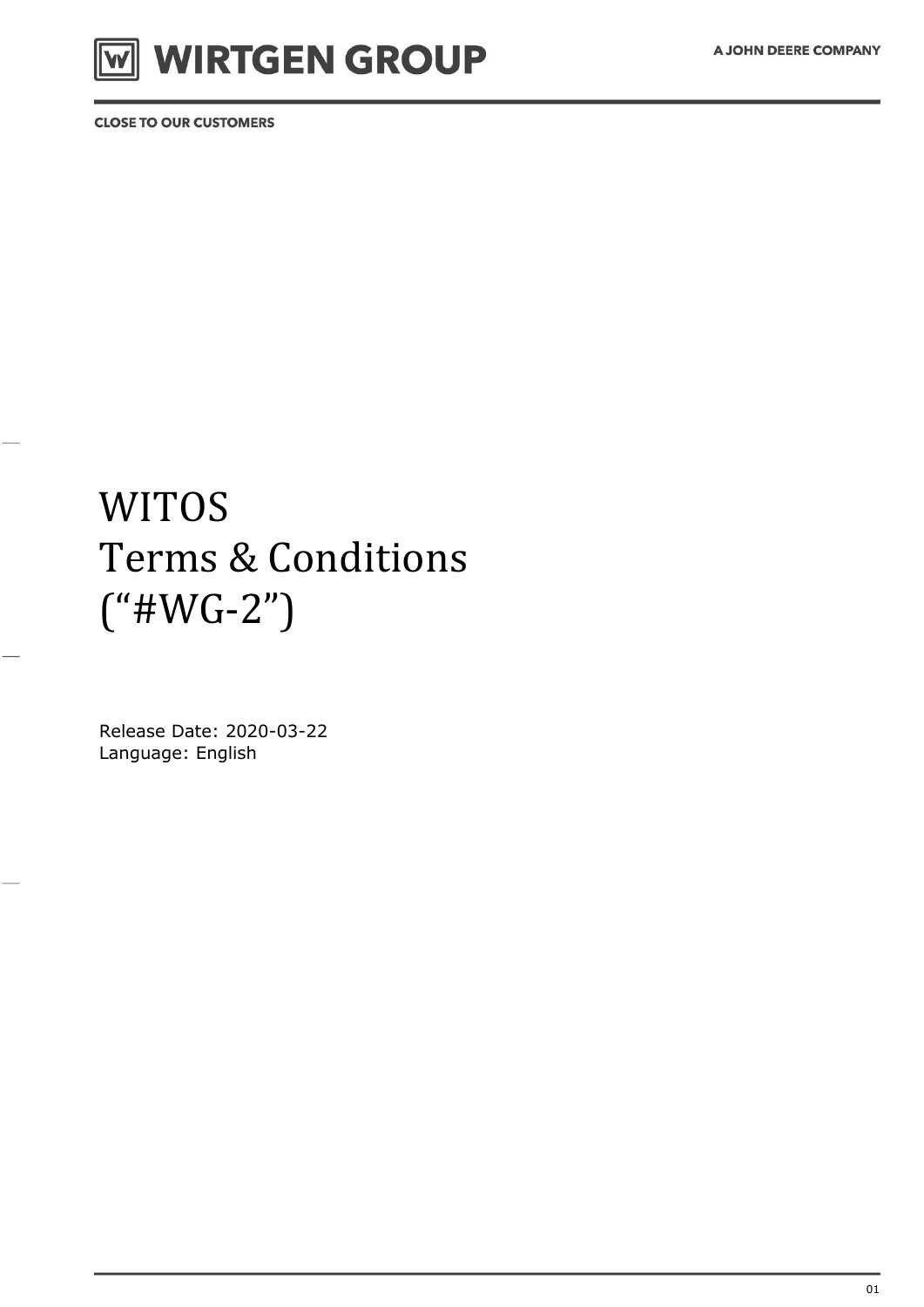# WITOS
# Terms & Conditions
# ("#WG-2")

Release Date: 2020-03-22
Language: English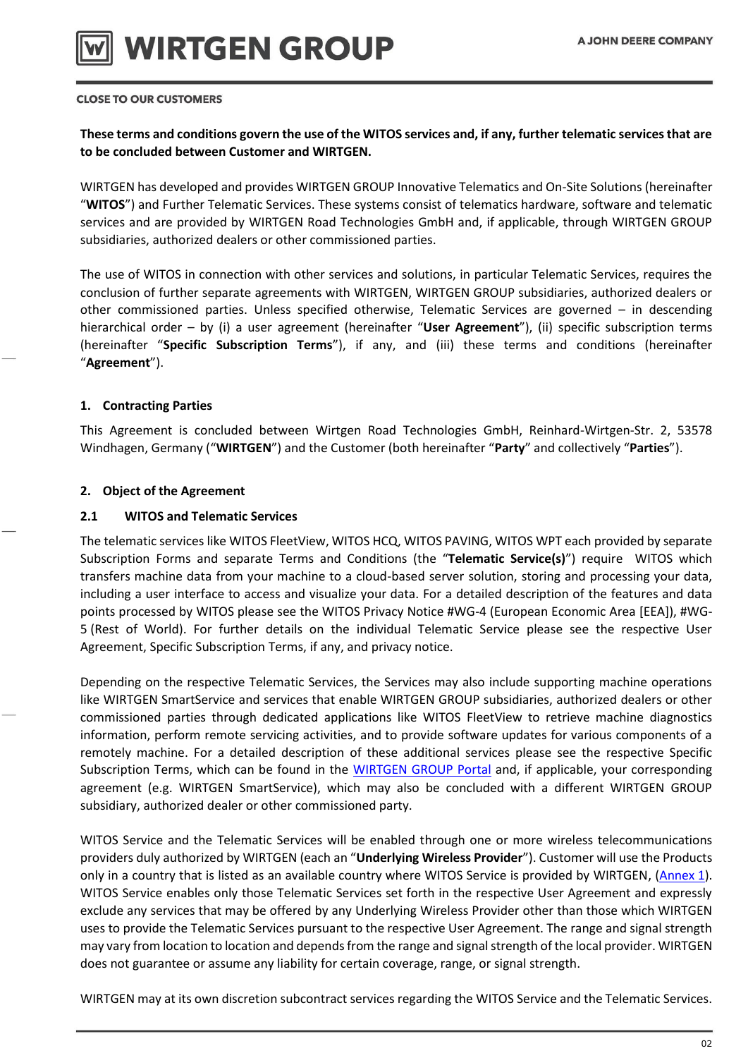**These terms and conditions govern the use of the WITOS services and, if any, further telematic services that are to be concluded between Customer and WIRTGEN.**

WIRTGEN has developed and provides WIRTGEN GROUP Innovative Telematics and On-Site Solutions (hereinafter "**WITOS**") and Further Telematic Services. These systems consist of telematics hardware, software and telematic services and are provided by WIRTGEN Road Technologies GmbH and, if applicable, through WIRTGEN GROUP subsidiaries, authorized dealers or other commissioned parties.

The use of WITOS in connection with other services and solutions, in particular Telematic Services, requires the conclusion of further separate agreements with WIRTGEN, WIRTGEN GROUP subsidiaries, authorized dealers or other commissioned parties. Unless specified otherwise, Telematic Services are governed – in descending hierarchical order – by (i) a user agreement (hereinafter "**User Agreement**"), (ii) specific subscription terms (hereinafter "**Specific Subscription Terms**"), if any, and (iii) these terms and conditions (hereinafter "**Agreement**").

## 1. Contracting Parties

This Agreement is concluded between Wirtgen Road Technologies GmbH, Reinhard-Wirtgen-Str. 2, 53578 Windhagen, Germany ("**WIRTGEN**") and the Customer (both hereinafter "**Party**" and collectively "**Parties**").

## 2. Object of the Agreement

### 2.1 WITOS and Telematic Services

The telematic services like WITOS FleetView, WITOS HCQ, WITOS PAVING, WITOS WPT each provided by separate Subscription Forms and separate Terms and Conditions (the "**Telematic Service(s)**") require WITOS which transfers machine data from your machine to a cloud-based server solution, storing and processing your data, including a user interface to access and visualize your data. For a detailed description of the features and data points processed by WITOS please see the WITOS Privacy Notice #WG-4 (European Economic Area [EEA]), #WG-5 (Rest of World). For further details on the individual Telematic Service please see the respective User Agreement, Specific Subscription Terms, if any, and privacy notice.

Depending on the respective Telematic Services, the Services may also include supporting machine operations like WIRTGEN SmartService and services that enable WIRTGEN GROUP subsidiaries, authorized dealers or other commissioned parties through dedicated applications like WITOS FleetView to retrieve machine diagnostics information, perform remote servicing activities, and to provide software updates for various components of a remotely machine. For a detailed description of these additional services please see the respective Specific Subscription Terms, which can be found in the WIRTGEN GROUP Portal and, if applicable, your corresponding agreement (e.g. WIRTGEN SmartService), which may also be concluded with a different WIRTGEN GROUP subsidiary, authorized dealer or other commissioned party.

WITOS Service and the Telematic Services will be enabled through one or more wireless telecommunications providers duly authorized by WIRTGEN (each an "**Underlying Wireless Provider**"). Customer will use the Products only in a country that is listed as an available country where WITOS Service is provided by WIRTGEN, (Annex 1). WITOS Service enables only those Telematic Services set forth in the respective User Agreement and expressly exclude any services that may be offered by any Underlying Wireless Provider other than those which WIRTGEN uses to provide the Telematic Services pursuant to the respective User Agreement. The range and signal strength may vary from location to location and depends from the range and signal strength of the local provider. WIRTGEN does not guarantee or assume any liability for certain coverage, range, or signal strength.

WIRTGEN may at its own discretion subcontract services regarding the WITOS Service and the Telematic Services.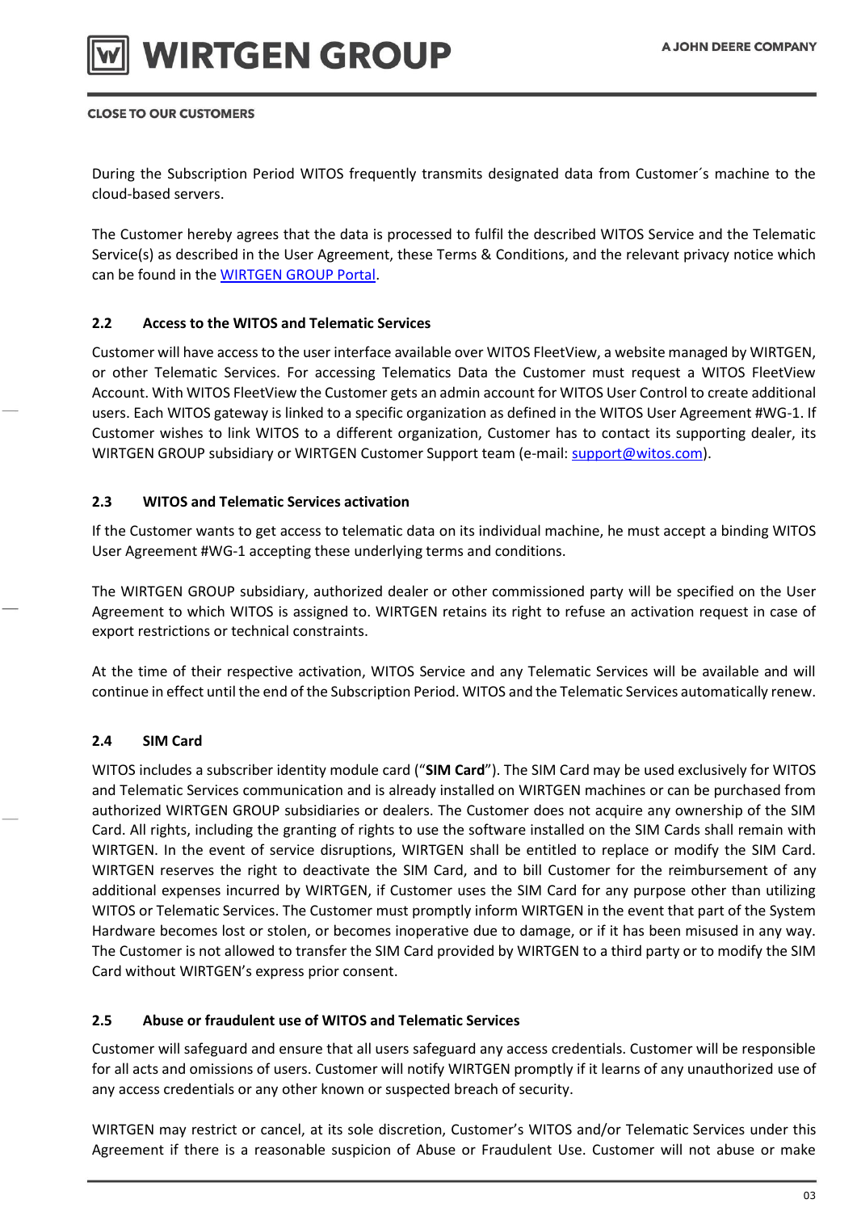During the Subscription Period WITOS frequently transmits designated data from Customer´s machine to the cloud-based servers.

The Customer hereby agrees that the data is processed to fulfil the described WITOS Service and the Telematic Service(s) as described in the User Agreement, these Terms & Conditions, and the relevant privacy notice which can be found in the [WIRTGEN GROUP Portal](WIRTGEN GROUP Portal).

### 2.2 Access to the WITOS and Telematic Services

Customer will have access to the user interface available over WITOS FleetView, a website managed by WIRTGEN, or other Telematic Services. For accessing Telematics Data the Customer must request a WITOS FleetView Account. With WITOS FleetView the Customer gets an admin account for WITOS User Control to create additional users. Each WITOS gateway is linked to a specific organization as defined in the WITOS User Agreement #WG-1. If Customer wishes to link WITOS to a different organization, Customer has to contact its supporting dealer, its WIRTGEN GROUP subsidiary or WIRTGEN Customer Support team (e-mail: support@witos.com).

### 2.3 WITOS and Telematic Services activation

If the Customer wants to get access to telematic data on its individual machine, he must accept a binding WITOS User Agreement #WG-1 accepting these underlying terms and conditions.

The WIRTGEN GROUP subsidiary, authorized dealer or other commissioned party will be specified on the User Agreement to which WITOS is assigned to. WIRTGEN retains its right to refuse an activation request in case of export restrictions or technical constraints.

At the time of their respective activation, WITOS Service and any Telematic Services will be available and will continue in effect until the end of the Subscription Period. WITOS and the Telematic Services automatically renew.

### 2.4 SIM Card

WITOS includes a subscriber identity module card (“**SIM Card**”). The SIM Card may be used exclusively for WITOS and Telematic Services communication and is already installed on WIRTGEN machines or can be purchased from authorized WIRTGEN GROUP subsidiaries or dealers. The Customer does not acquire any ownership of the SIM Card. All rights, including the granting of rights to use the software installed on the SIM Cards shall remain with WIRTGEN. In the event of service disruptions, WIRTGEN shall be entitled to replace or modify the SIM Card. WIRTGEN reserves the right to deactivate the SIM Card, and to bill Customer for the reimbursement of any additional expenses incurred by WIRTGEN, if Customer uses the SIM Card for any purpose other than utilizing WITOS or Telematic Services. The Customer must promptly inform WIRTGEN in the event that part of the System Hardware becomes lost or stolen, or becomes inoperative due to damage, or if it has been misused in any way. The Customer is not allowed to transfer the SIM Card provided by WIRTGEN to a third party or to modify the SIM Card without WIRTGEN’s express prior consent.

### 2.5 Abuse or fraudulent use of WITOS and Telematic Services

Customer will safeguard and ensure that all users safeguard any access credentials. Customer will be responsible for all acts and omissions of users. Customer will notify WIRTGEN promptly if it learns of any unauthorized use of any access credentials or any other known or suspected breach of security.

WIRTGEN may restrict or cancel, at its sole discretion, Customer’s WITOS and/or Telematic Services under this Agreement if there is a reasonable suspicion of Abuse or Fraudulent Use. Customer will not abuse or make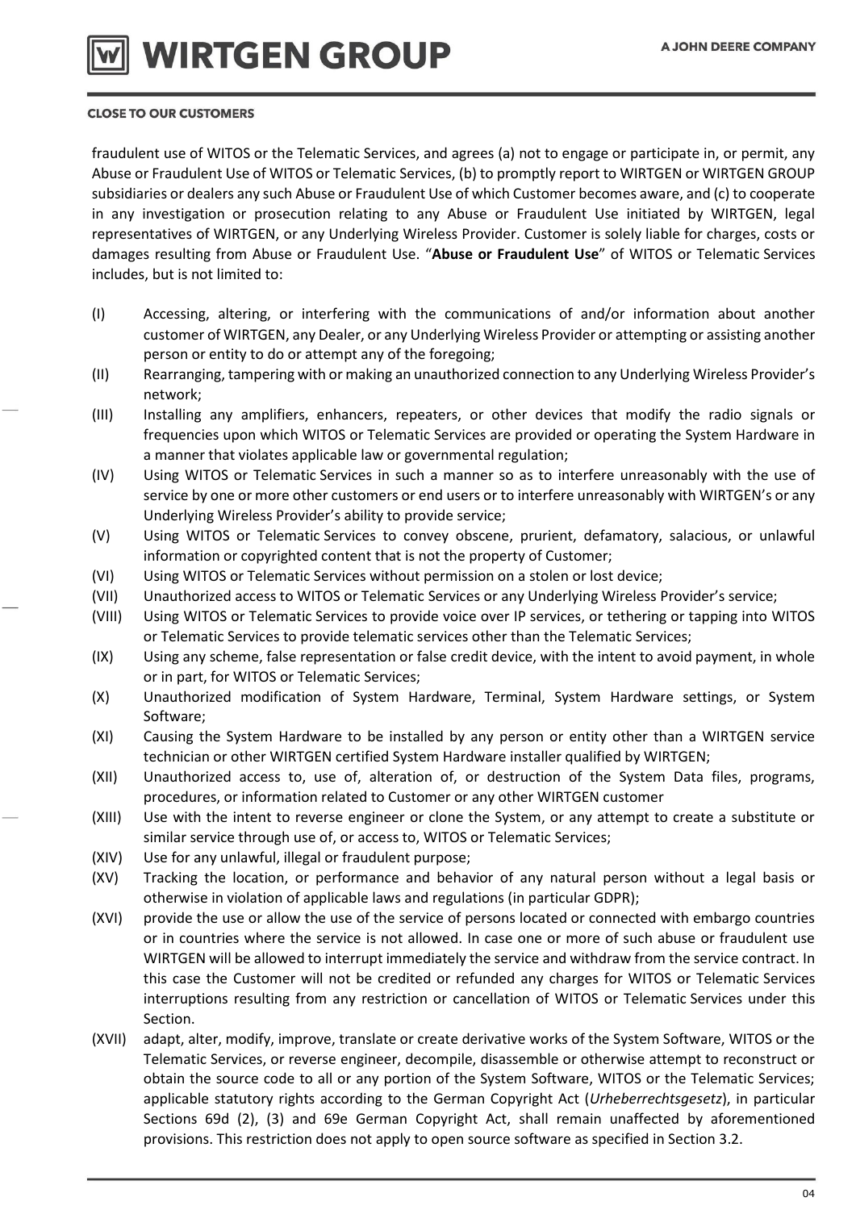fraudulent use of WITOS or the Telematic Services, and agrees (a) not to engage or participate in, or permit, any Abuse or Fraudulent Use of WITOS or Telematic Services, (b) to promptly report to WIRTGEN or WIRTGEN GROUP subsidiaries or dealers any such Abuse or Fraudulent Use of which Customer becomes aware, and (c) to cooperate in any investigation or prosecution relating to any Abuse or Fraudulent Use initiated by WIRTGEN, legal representatives of WIRTGEN, or any Underlying Wireless Provider. Customer is solely liable for charges, costs or damages resulting from Abuse or Fraudulent Use. "**Abuse or Fraudulent Use**" of WITOS or Telematic Services includes, but is not limited to:

(I) Accessing, altering, or interfering with the communications of and/or information about another customer of WIRTGEN, any Dealer, or any Underlying Wireless Provider or attempting or assisting another person or entity to do or attempt any of the foregoing;

(II) Rearranging, tampering with or making an unauthorized connection to any Underlying Wireless Provider's network;

(III) Installing any amplifiers, enhancers, repeaters, or other devices that modify the radio signals or frequencies upon which WITOS or Telematic Services are provided or operating the System Hardware in a manner that violates applicable law or governmental regulation;

(IV) Using WITOS or Telematic Services in such a manner so as to interfere unreasonably with the use of service by one or more other customers or end users or to interfere unreasonably with WIRTGEN's or any Underlying Wireless Provider's ability to provide service;

(V) Using WITOS or Telematic Services to convey obscene, prurient, defamatory, salacious, or unlawful information or copyrighted content that is not the property of Customer;

(VI) Using WITOS or Telematic Services without permission on a stolen or lost device;

(VII) Unauthorized access to WITOS or Telematic Services or any Underlying Wireless Provider's service;

(VIII) Using WITOS or Telematic Services to provide voice over IP services, or tethering or tapping into WITOS or Telematic Services to provide telematic services other than the Telematic Services;

(IX) Using any scheme, false representation or false credit device, with the intent to avoid payment, in whole or in part, for WITOS or Telematic Services;

(X) Unauthorized modification of System Hardware, Terminal, System Hardware settings, or System Software;

(XI) Causing the System Hardware to be installed by any person or entity other than a WIRTGEN service technician or other WIRTGEN certified System Hardware installer qualified by WIRTGEN;

(XII) Unauthorized access to, use of, alteration of, or destruction of the System Data files, programs, procedures, or information related to Customer or any other WIRTGEN customer

(XIII) Use with the intent to reverse engineer or clone the System, or any attempt to create a substitute or similar service through use of, or access to, WITOS or Telematic Services;

(XIV) Use for any unlawful, illegal or fraudulent purpose;

(XV) Tracking the location, or performance and behavior of any natural person without a legal basis or otherwise in violation of applicable laws and regulations (in particular GDPR);

(XVI) provide the use or allow the use of the service of persons located or connected with embargo countries or in countries where the service is not allowed. In case one or more of such abuse or fraudulent use WIRTGEN will be allowed to interrupt immediately the service and withdraw from the service contract. In this case the Customer will not be credited or refunded any charges for WITOS or Telematic Services interruptions resulting from any restriction or cancellation of WITOS or Telematic Services under this Section.

(XVII) adapt, alter, modify, improve, translate or create derivative works of the System Software, WITOS or the Telematic Services, or reverse engineer, decompile, disassemble or otherwise attempt to reconstruct or obtain the source code to all or any portion of the System Software, WITOS or the Telematic Services; applicable statutory rights according to the German Copyright Act (*Urheberrechtsgesetz*), in particular Sections 69d (2), (3) and 69e German Copyright Act, shall remain unaffected by aforementioned provisions. This restriction does not apply to open source software as specified in Section 3.2.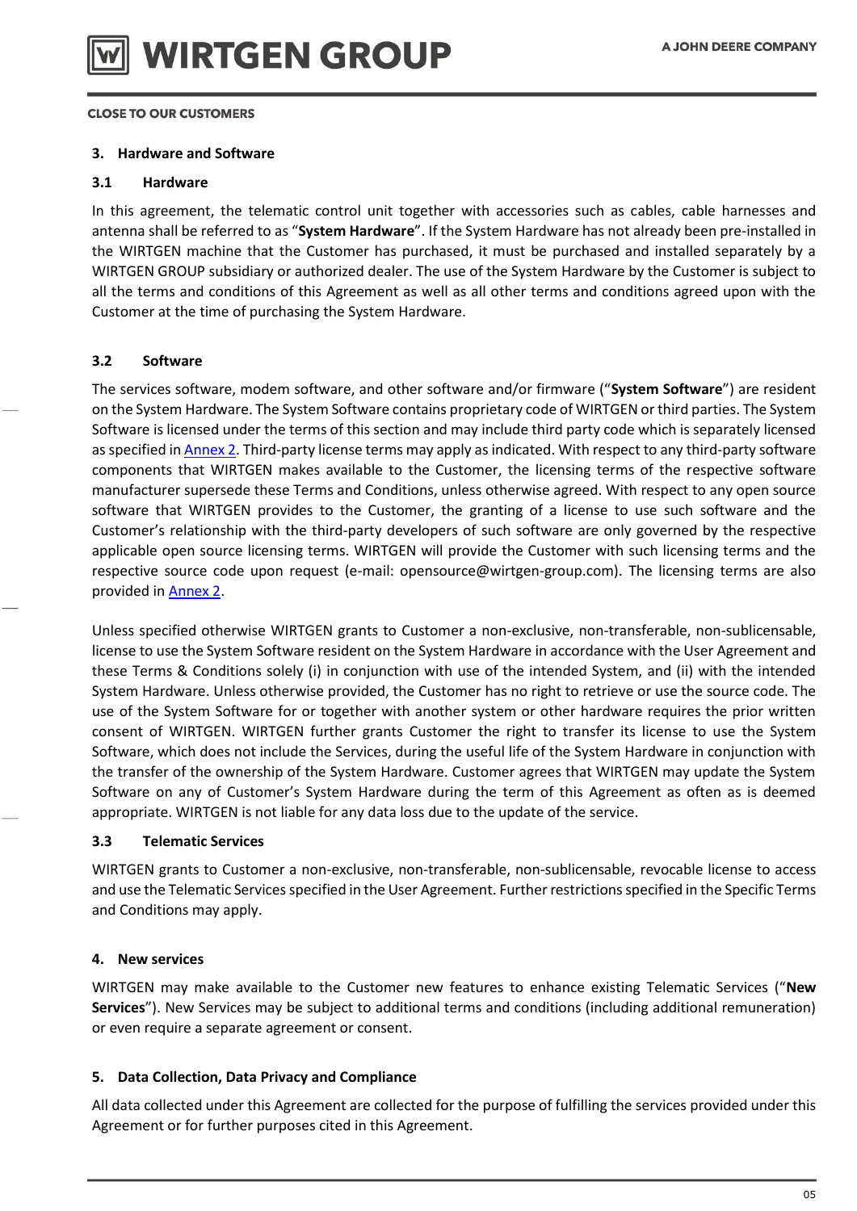## 3. Hardware and Software

### 3.1 Hardware

In this agreement, the telematic control unit together with accessories such as cables, cable harnesses and antenna shall be referred to as "**System Hardware**". If the System Hardware has not already been pre-installed in the WIRTGEN machine that the Customer has purchased, it must be purchased and installed separately by a WIRTGEN GROUP subsidiary or authorized dealer. The use of the System Hardware by the Customer is subject to all the terms and conditions of this Agreement as well as all other terms and conditions agreed upon with the Customer at the time of purchasing the System Hardware.

### 3.2 Software

The services software, modem software, and other software and/or firmware ("**System Software**") are resident on the System Hardware. The System Software contains proprietary code of WIRTGEN or third parties. The System Software is licensed under the terms of this section and may include third party code which is separately licensed as specified in Annex 2. Third-party license terms may apply as indicated. With respect to any third-party software components that WIRTGEN makes available to the Customer, the licensing terms of the respective software manufacturer supersede these Terms and Conditions, unless otherwise agreed. With respect to any open source software that WIRTGEN provides to the Customer, the granting of a license to use such software and the Customer's relationship with the third-party developers of such software are only governed by the respective applicable open source licensing terms. WIRTGEN will provide the Customer with such licensing terms and the respective source code upon request (e-mail: opensource@wirtgen-group.com). The licensing terms are also provided in Annex 2.

Unless specified otherwise WIRTGEN grants to Customer a non-exclusive, non-transferable, non-sublicensable, license to use the System Software resident on the System Hardware in accordance with the User Agreement and these Terms & Conditions solely (i) in conjunction with use of the intended System, and (ii) with the intended System Hardware. Unless otherwise provided, the Customer has no right to retrieve or use the source code. The use of the System Software for or together with another system or other hardware requires the prior written consent of WIRTGEN. WIRTGEN further grants Customer the right to transfer its license to use the System Software, which does not include the Services, during the useful life of the System Hardware in conjunction with the transfer of the ownership of the System Hardware. Customer agrees that WIRTGEN may update the System Software on any of Customer's System Hardware during the term of this Agreement as often as is deemed appropriate. WIRTGEN is not liable for any data loss due to the update of the service.

### 3.3 Telematic Services

WIRTGEN grants to Customer a non-exclusive, non-transferable, non-sublicensable, revocable license to access and use the Telematic Services specified in the User Agreement. Further restrictions specified in the Specific Terms and Conditions may apply.

## 4. New services

WIRTGEN may make available to the Customer new features to enhance existing Telematic Services ("**New Services**"). New Services may be subject to additional terms and conditions (including additional remuneration) or even require a separate agreement or consent.

## 5. Data Collection, Data Privacy and Compliance

All data collected under this Agreement are collected for the purpose of fulfilling the services provided under this Agreement or for further purposes cited in this Agreement.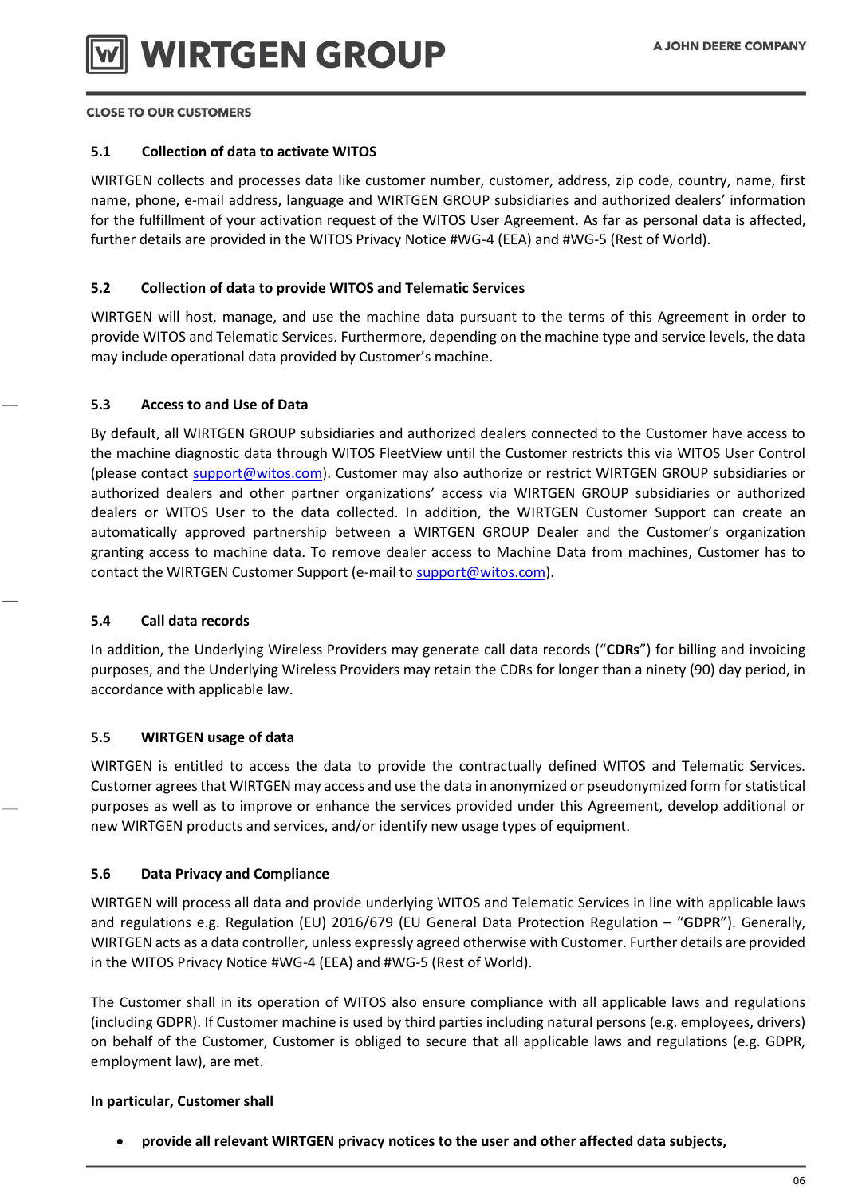### 5.1 Collection of data to activate WITOS

WIRTGEN collects and processes data like customer number, customer, address, zip code, country, name, first name, phone, e-mail address, language and WIRTGEN GROUP subsidiaries and authorized dealers' information for the fulfillment of your activation request of the WITOS User Agreement. As far as personal data is affected, further details are provided in the WITOS Privacy Notice #WG-4 (EEA) and #WG-5 (Rest of World).

### 5.2 Collection of data to provide WITOS and Telematic Services

WIRTGEN will host, manage, and use the machine data pursuant to the terms of this Agreement in order to provide WITOS and Telematic Services. Furthermore, depending on the machine type and service levels, the data may include operational data provided by Customer's machine.

### 5.3 Access to and Use of Data

By default, all WIRTGEN GROUP subsidiaries and authorized dealers connected to the Customer have access to the machine diagnostic data through WITOS FleetView until the Customer restricts this via WITOS User Control (please contact support@witos.com). Customer may also authorize or restrict WIRTGEN GROUP subsidiaries or authorized dealers and other partner organizations' access via WIRTGEN GROUP subsidiaries or authorized dealers or WITOS User to the data collected. In addition, the WIRTGEN Customer Support can create an automatically approved partnership between a WIRTGEN GROUP Dealer and the Customer's organization granting access to machine data. To remove dealer access to Machine Data from machines, Customer has to contact the WIRTGEN Customer Support (e-mail to support@witos.com).

### 5.4 Call data records

In addition, the Underlying Wireless Providers may generate call data records ("**CDRs**") for billing and invoicing purposes, and the Underlying Wireless Providers may retain the CDRs for longer than a ninety (90) day period, in accordance with applicable law.

### 5.5 WIRTGEN usage of data

WIRTGEN is entitled to access the data to provide the contractually defined WITOS and Telematic Services. Customer agrees that WIRTGEN may access and use the data in anonymized or pseudonymized form for statistical purposes as well as to improve or enhance the services provided under this Agreement, develop additional or new WIRTGEN products and services, and/or identify new usage types of equipment.

### 5.6 Data Privacy and Compliance

WIRTGEN will process all data and provide underlying WITOS and Telematic Services in line with applicable laws and regulations e.g. Regulation (EU) 2016/679 (EU General Data Protection Regulation – "**GDPR**"). Generally, WIRTGEN acts as a data controller, unless expressly agreed otherwise with Customer. Further details are provided in the WITOS Privacy Notice #WG-4 (EEA) and #WG-5 (Rest of World).

The Customer shall in its operation of WITOS also ensure compliance with all applicable laws and regulations (including GDPR). If Customer machine is used by third parties including natural persons (e.g. employees, drivers) on behalf of the Customer, Customer is obliged to secure that all applicable laws and regulations (e.g. GDPR, employment law), are met.

**In particular, Customer shall**

- **provide all relevant WIRTGEN privacy notices to the user and other affected data subjects,**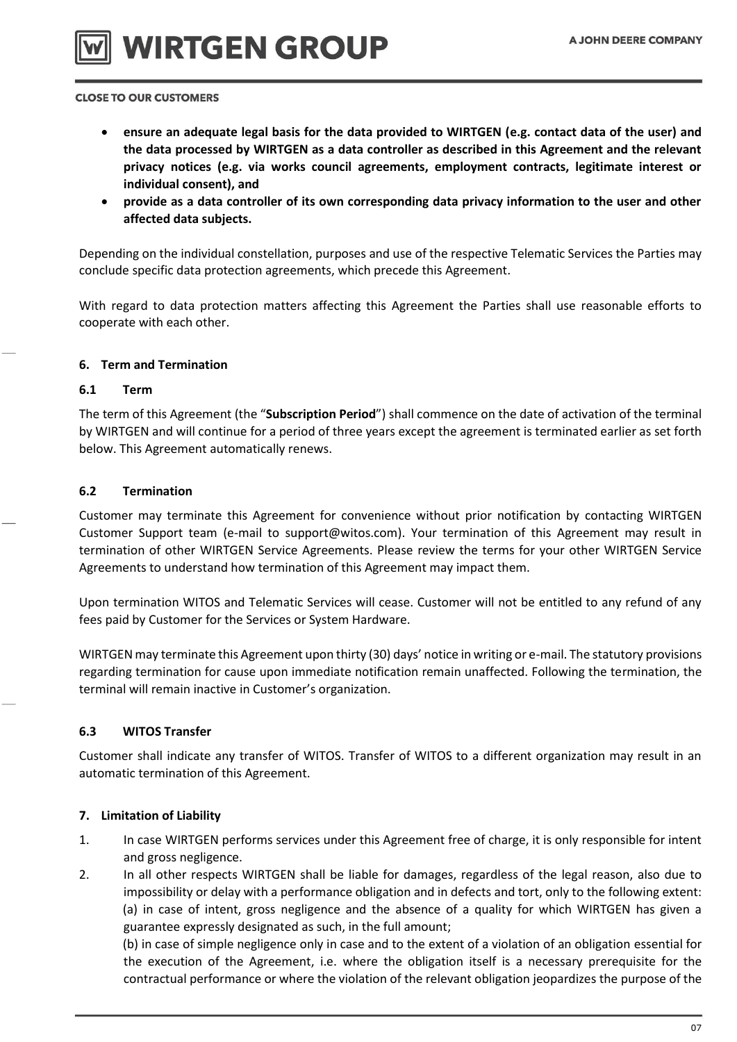- **ensure an adequate legal basis for the data provided to WIRTGEN (e.g. contact data of the user) and the data processed by WIRTGEN as a data controller as described in this Agreement and the relevant privacy notices (e.g. via works council agreements, employment contracts, legitimate interest or individual consent), and**
- **provide as a data controller of its own corresponding data privacy information to the user and other affected data subjects.**

Depending on the individual constellation, purposes and use of the respective Telematic Services the Parties may conclude specific data protection agreements, which precede this Agreement.

With regard to data protection matters affecting this Agreement the Parties shall use reasonable efforts to cooperate with each other.

## 6. Term and Termination

### 6.1 Term

The term of this Agreement (the "**Subscription Period**") shall commence on the date of activation of the terminal by WIRTGEN and will continue for a period of three years except the agreement is terminated earlier as set forth below. This Agreement automatically renews.

### 6.2 Termination

Customer may terminate this Agreement for convenience without prior notification by contacting WIRTGEN Customer Support team (e-mail to support@witos.com). Your termination of this Agreement may result in termination of other WIRTGEN Service Agreements. Please review the terms for your other WIRTGEN Service Agreements to understand how termination of this Agreement may impact them.

Upon termination WITOS and Telematic Services will cease. Customer will not be entitled to any refund of any fees paid by Customer for the Services or System Hardware.

WIRTGEN may terminate this Agreement upon thirty (30) days' notice in writing or e-mail. The statutory provisions regarding termination for cause upon immediate notification remain unaffected. Following the termination, the terminal will remain inactive in Customer's organization.

### 6.3 WITOS Transfer

Customer shall indicate any transfer of WITOS. Transfer of WITOS to a different organization may result in an automatic termination of this Agreement.

## 7. Limitation of Liability

1. In case WIRTGEN performs services under this Agreement free of charge, it is only responsible for intent and gross negligence.
2. In all other respects WIRTGEN shall be liable for damages, regardless of the legal reason, also due to impossibility or delay with a performance obligation and in defects and tort, only to the following extent:
   (a) in case of intent, gross negligence and the absence of a quality for which WIRTGEN has given a guarantee expressly designated as such, in the full amount;
   (b) in case of simple negligence only in case and to the extent of a violation of an obligation essential for the execution of the Agreement, i.e. where the obligation itself is a necessary prerequisite for the contractual performance or where the violation of the relevant obligation jeopardizes the purpose of the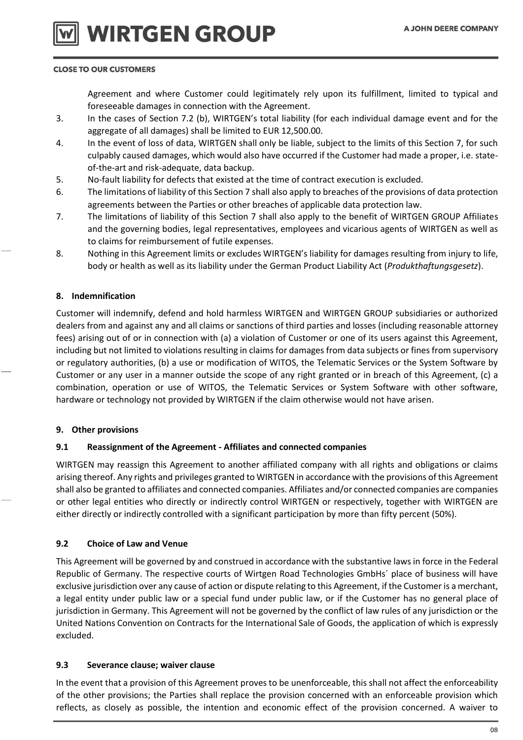Agreement and where Customer could legitimately rely upon its fulfillment, limited to typical and foreseeable damages in connection with the Agreement.

3. In the cases of Section 7.2 (b), WIRTGEN's total liability (for each individual damage event and for the aggregate of all damages) shall be limited to EUR 12,500.00.
4. In the event of loss of data, WIRTGEN shall only be liable, subject to the limits of this Section 7, for such culpably caused damages, which would also have occurred if the Customer had made a proper, i.e. state-of-the-art and risk-adequate, data backup.
5. No-fault liability for defects that existed at the time of contract execution is excluded.
6. The limitations of liability of this Section 7 shall also apply to breaches of the provisions of data protection agreements between the Parties or other breaches of applicable data protection law.
7. The limitations of liability of this Section 7 shall also apply to the benefit of WIRTGEN GROUP Affiliates and the governing bodies, legal representatives, employees and vicarious agents of WIRTGEN as well as to claims for reimbursement of futile expenses.
8. Nothing in this Agreement limits or excludes WIRTGEN's liability for damages resulting from injury to life, body or health as well as its liability under the German Product Liability Act (*Produkthaftungsgesetz*).

## 8. Indemnification

Customer will indemnify, defend and hold harmless WIRTGEN and WIRTGEN GROUP subsidiaries or authorized dealers from and against any and all claims or sanctions of third parties and losses (including reasonable attorney fees) arising out of or in connection with (a) a violation of Customer or one of its users against this Agreement, including but not limited to violations resulting in claims for damages from data subjects or fines from supervisory or regulatory authorities, (b) a use or modification of WITOS, the Telematic Services or the System Software by Customer or any user in a manner outside the scope of any right granted or in breach of this Agreement, (c) a combination, operation or use of WITOS, the Telematic Services or System Software with other software, hardware or technology not provided by WIRTGEN if the claim otherwise would not have arisen.

## 9. Other provisions

### 9.1 Reassignment of the Agreement - Affiliates and connected companies

WIRTGEN may reassign this Agreement to another affiliated company with all rights and obligations or claims arising thereof. Any rights and privileges granted to WIRTGEN in accordance with the provisions of this Agreement shall also be granted to affiliates and connected companies. Affiliates and/or connected companies are companies or other legal entities who directly or indirectly control WIRTGEN or respectively, together with WIRTGEN are either directly or indirectly controlled with a significant participation by more than fifty percent (50%).

### 9.2 Choice of Law and Venue

This Agreement will be governed by and construed in accordance with the substantive laws in force in the Federal Republic of Germany. The respective courts of Wirtgen Road Technologies GmbHs´ place of business will have exclusive jurisdiction over any cause of action or dispute relating to this Agreement, if the Customer is a merchant, a legal entity under public law or a special fund under public law, or if the Customer has no general place of jurisdiction in Germany. This Agreement will not be governed by the conflict of law rules of any jurisdiction or the United Nations Convention on Contracts for the International Sale of Goods, the application of which is expressly excluded.

### 9.3 Severance clause; waiver clause

In the event that a provision of this Agreement proves to be unenforceable, this shall not affect the enforceability of the other provisions; the Parties shall replace the provision concerned with an enforceable provision which reflects, as closely as possible, the intention and economic effect of the provision concerned. A waiver to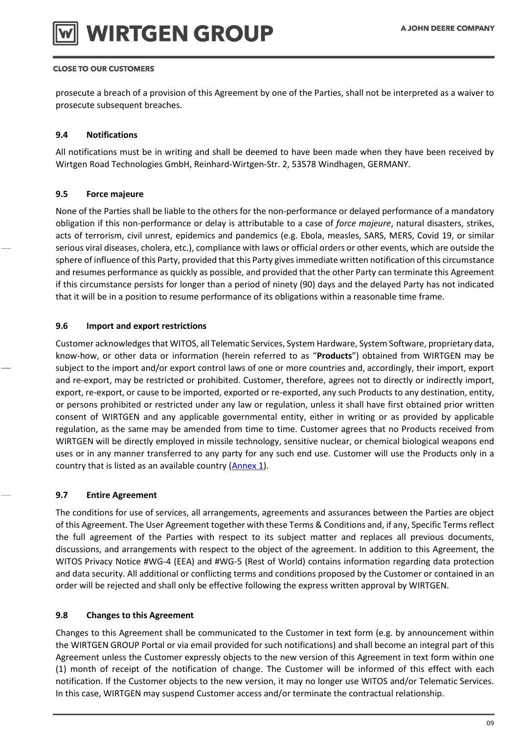prosecute a breach of a provision of this Agreement by one of the Parties, shall not be interpreted as a waiver to prosecute subsequent breaches.

### 9.4 Notifications

All notifications must be in writing and shall be deemed to have been made when they have been received by Wirtgen Road Technologies GmbH, Reinhard-Wirtgen-Str. 2, 53578 Windhagen, GERMANY.

### 9.5 Force majeure

None of the Parties shall be liable to the others for the non-performance or delayed performance of a mandatory obligation if this non-performance or delay is attributable to a case of *force majeure*, natural disasters, strikes, acts of terrorism, civil unrest, epidemics and pandemics (e.g. Ebola, measles, SARS, MERS, Covid 19, or similar serious viral diseases, cholera, etc.), compliance with laws or official orders or other events, which are outside the sphere of influence of this Party, provided that this Party gives immediate written notification of this circumstance and resumes performance as quickly as possible, and provided that the other Party can terminate this Agreement if this circumstance persists for longer than a period of ninety (90) days and the delayed Party has not indicated that it will be in a position to resume performance of its obligations within a reasonable time frame.

### 9.6 Import and export restrictions

Customer acknowledges that WITOS, all Telematic Services, System Hardware, System Software, proprietary data, know-how, or other data or information (herein referred to as "**Products**") obtained from WIRTGEN may be subject to the import and/or export control laws of one or more countries and, accordingly, their import, export and re-export, may be restricted or prohibited. Customer, therefore, agrees not to directly or indirectly import, export, re-export, or cause to be imported, exported or re-exported, any such Products to any destination, entity, or persons prohibited or restricted under any law or regulation, unless it shall have first obtained prior written consent of WIRTGEN and any applicable governmental entity, either in writing or as provided by applicable regulation, as the same may be amended from time to time. Customer agrees that no Products received from WIRTGEN will be directly employed in missile technology, sensitive nuclear, or chemical biological weapons end uses or in any manner transferred to any party for any such end use. Customer will use the Products only in a country that is listed as an available country (Annex 1).

### 9.7 Entire Agreement

The conditions for use of services, all arrangements, agreements and assurances between the Parties are object of this Agreement. The User Agreement together with these Terms & Conditions and, if any, Specific Terms reflect the full agreement of the Parties with respect to its subject matter and replaces all previous documents, discussions, and arrangements with respect to the object of the agreement. In addition to this Agreement, the WITOS Privacy Notice #WG-4 (EEA) and #WG-5 (Rest of World) contains information regarding data protection and data security. All additional or conflicting terms and conditions proposed by the Customer or contained in an order will be rejected and shall only be effective following the express written approval by WIRTGEN.

### 9.8 Changes to this Agreement

Changes to this Agreement shall be communicated to the Customer in text form (e.g. by announcement within the WIRTGEN GROUP Portal or via email provided for such notifications) and shall become an integral part of this Agreement unless the Customer expressly objects to the new version of this Agreement in text form within one (1) month of receipt of the notification of change. The Customer will be informed of this effect with each notification. If the Customer objects to the new version, it may no longer use WITOS and/or Telematic Services. In this case, WIRTGEN may suspend Customer access and/or terminate the contractual relationship.